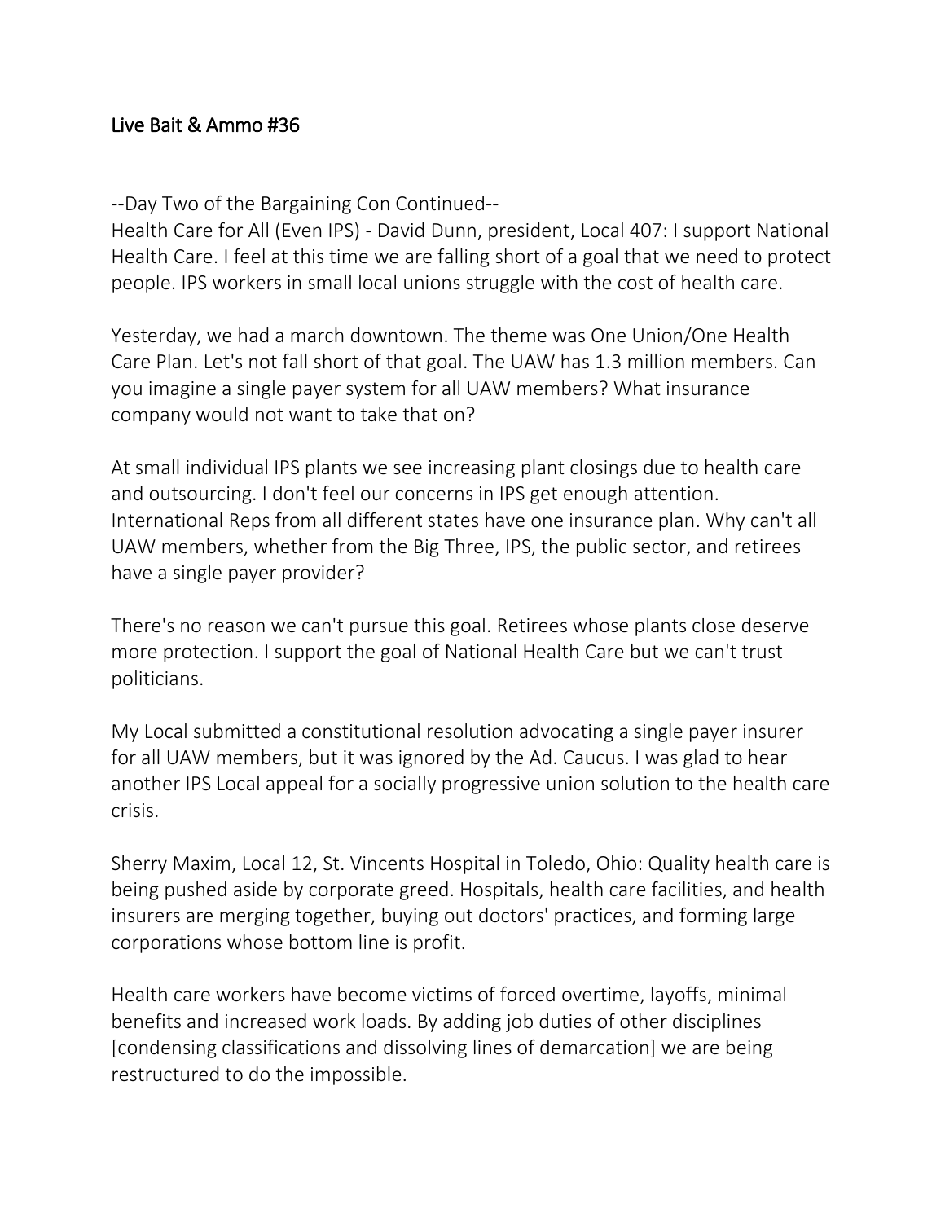# Live Bait & Ammo #36

--Day Two of the Bargaining Con Continued--

Health Care for All (Even IPS) - David Dunn, president, Local 407: I support National Health Care. I feel at this time we are falling short of a goal that we need to protect people. IPS workers in small local unions struggle with the cost of health care.

Yesterday, we had a march downtown. The theme was One Union/One Health Care Plan. Let's not fall short of that goal. The UAW has 1.3 million members. Can you imagine a single payer system for all UAW members? What insurance company would not want to take that on?

At small individual IPS plants we see increasing plant closings due to health care and outsourcing. I don't feel our concerns in IPS get enough attention. International Reps from all different states have one insurance plan. Why can't all UAW members, whether from the Big Three, IPS, the public sector, and retirees have a single payer provider?

There's no reason we can't pursue this goal. Retirees whose plants close deserve more protection. I support the goal of National Health Care but we can't trust politicians.

My Local submitted a constitutional resolution advocating a single payer insurer for all UAW members, but it was ignored by the Ad. Caucus. I was glad to hear another IPS Local appeal for a socially progressive union solution to the health care crisis.

Sherry Maxim, Local 12, St. Vincents Hospital in Toledo, Ohio: Quality health care is being pushed aside by corporate greed. Hospitals, health care facilities, and health insurers are merging together, buying out doctors' practices, and forming large corporations whose bottom line is profit.

Health care workers have become victims of forced overtime, layoffs, minimal benefits and increased work loads. By adding job duties of other disciplines [condensing classifications and dissolving lines of demarcation] we are being restructured to do the impossible.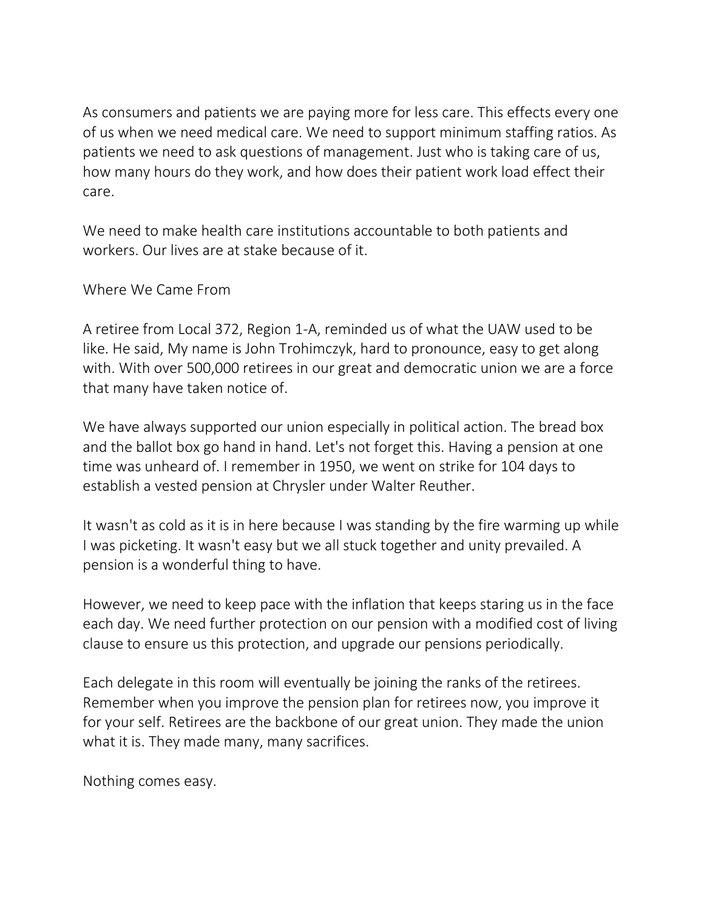As consumers and patients we are paying more for less care. This effects every one of us when we need medical care. We need to support minimum staffing ratios. As patients we need to ask questions of management. Just who is taking care of us, how many hours do they work, and how does their patient work load effect their care.

We need to make health care institutions accountable to both patients and workers. Our lives are at stake because of it.

## Where We Came From

A retiree from Local 372, Region 1-A, reminded us of what the UAW used to be like. He said, My name is John Trohimczyk, hard to pronounce, easy to get along with. With over 500,000 retirees in our great and democratic union we are a force that many have taken notice of.

We have always supported our union especially in political action. The bread box and the ballot box go hand in hand. Let's not forget this. Having a pension at one time was unheard of. I remember in 1950, we went on strike for 104 days to establish a vested pension at Chrysler under Walter Reuther.

It wasn't as cold as it is in here because I was standing by the fire warming up while I was picketing. It wasn't easy but we all stuck together and unity prevailed. A pension is a wonderful thing to have.

However, we need to keep pace with the inflation that keeps staring us in the face each day. We need further protection on our pension with a modified cost of living clause to ensure us this protection, and upgrade our pensions periodically.

Each delegate in this room will eventually be joining the ranks of the retirees. Remember when you improve the pension plan for retirees now, you improve it for your self. Retirees are the backbone of our great union. They made the union what it is. They made many, many sacrifices.

Nothing comes easy.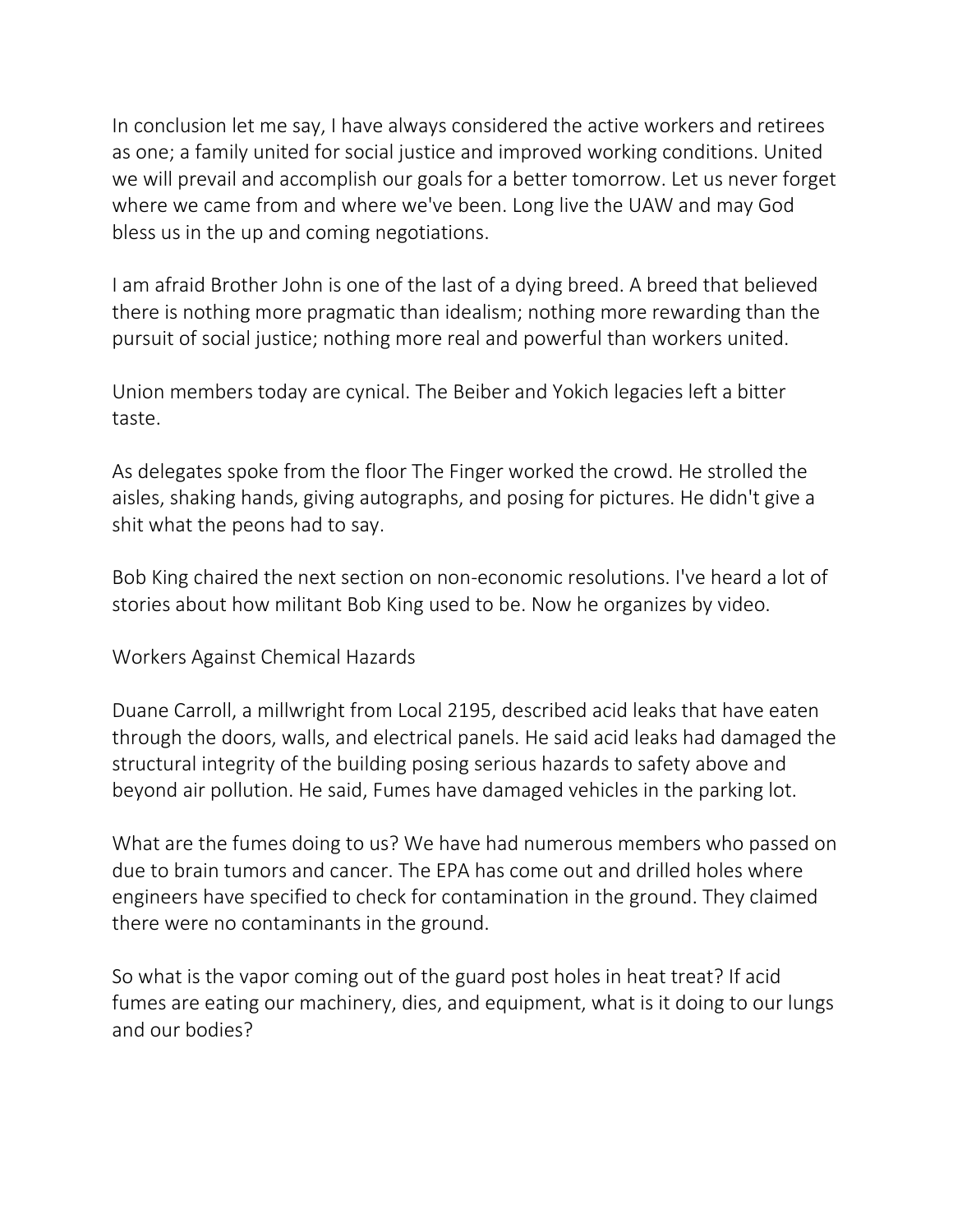In conclusion let me say, I have always considered the active workers and retirees as one; a family united for social justice and improved working conditions. United we will prevail and accomplish our goals for a better tomorrow. Let us never forget where we came from and where we've been. Long live the UAW and may God bless us in the up and coming negotiations.

I am afraid Brother John is one of the last of a dying breed. A breed that believed there is nothing more pragmatic than idealism; nothing more rewarding than the pursuit of social justice; nothing more real and powerful than workers united.

Union members today are cynical. The Beiber and Yokich legacies left a bitter taste.

As delegates spoke from the floor The Finger worked the crowd. He strolled the aisles, shaking hands, giving autographs, and posing for pictures. He didn't give a shit what the peons had to say.

Bob King chaired the next section on non-economic resolutions. I've heard a lot of stories about how militant Bob King used to be. Now he organizes by video.

## Workers Against Chemical Hazards

Duane Carroll, a millwright from Local 2195, described acid leaks that have eaten through the doors, walls, and electrical panels. He said acid leaks had damaged the structural integrity of the building posing serious hazards to safety above and beyond air pollution. He said, Fumes have damaged vehicles in the parking lot.

What are the fumes doing to us? We have had numerous members who passed on due to brain tumors and cancer. The EPA has come out and drilled holes where engineers have specified to check for contamination in the ground. They claimed there were no contaminants in the ground.

So what is the vapor coming out of the guard post holes in heat treat? If acid fumes are eating our machinery, dies, and equipment, what is it doing to our lungs and our bodies?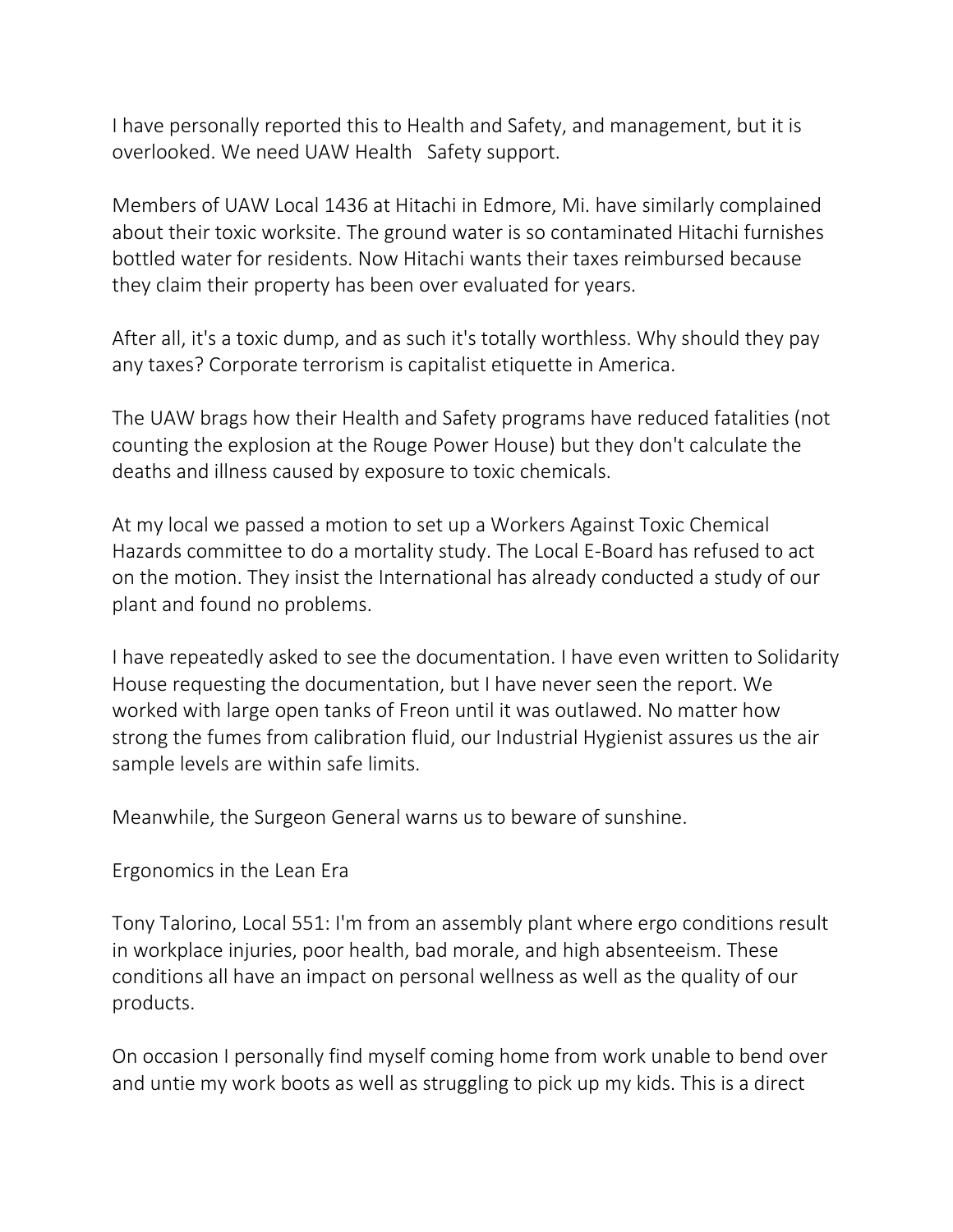I have personally reported this to Health and Safety, and management, but it is overlooked. We need UAW Health Safety support.

Members of UAW Local 1436 at Hitachi in Edmore, Mi. have similarly complained about their toxic worksite. The ground water is so contaminated Hitachi furnishes bottled water for residents. Now Hitachi wants their taxes reimbursed because they claim their property has been over evaluated for years.

After all, it's a toxic dump, and as such it's totally worthless. Why should they pay any taxes? Corporate terrorism is capitalist etiquette in America.

The UAW brags how their Health and Safety programs have reduced fatalities (not counting the explosion at the Rouge Power House) but they don't calculate the deaths and illness caused by exposure to toxic chemicals.

At my local we passed a motion to set up a Workers Against Toxic Chemical Hazards committee to do a mortality study. The Local E-Board has refused to act on the motion. They insist the International has already conducted a study of our plant and found no problems.

I have repeatedly asked to see the documentation. I have even written to Solidarity House requesting the documentation, but I have never seen the report. We worked with large open tanks of Freon until it was outlawed. No matter how strong the fumes from calibration fluid, our Industrial Hygienist assures us the air sample levels are within safe limits.

Meanwhile, the Surgeon General warns us to beware of sunshine.

## Ergonomics in the Lean Era

Tony Talorino, Local 551: I'm from an assembly plant where ergo conditions result in workplace injuries, poor health, bad morale, and high absenteeism. These conditions all have an impact on personal wellness as well as the quality of our products.

On occasion I personally find myself coming home from work unable to bend over and untie my work boots as well as struggling to pick up my kids. This is a direct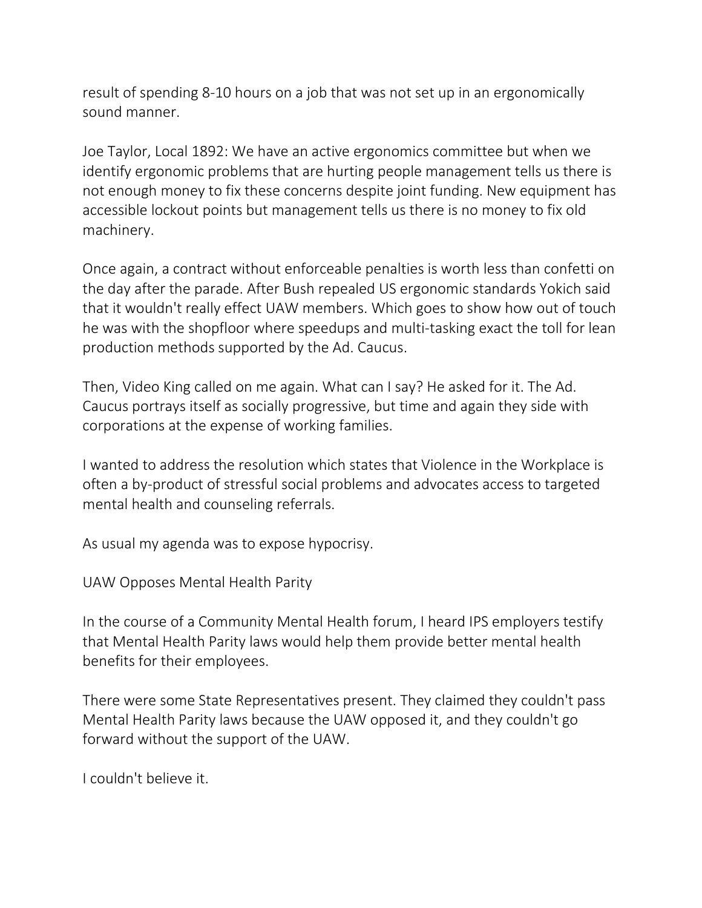result of spending 8-10 hours on a job that was not set up in an ergonomically sound manner.

Joe Taylor, Local 1892: We have an active ergonomics committee but when we identify ergonomic problems that are hurting people management tells us there is not enough money to fix these concerns despite joint funding. New equipment has accessible lockout points but management tells us there is no money to fix old machinery.

Once again, a contract without enforceable penalties is worth less than confetti on the day after the parade. After Bush repealed US ergonomic standards Yokich said that it wouldn't really effect UAW members. Which goes to show how out of touch he was with the shopfloor where speedups and multi-tasking exact the toll for lean production methods supported by the Ad. Caucus.

Then, Video King called on me again. What can I say? He asked for it. The Ad. Caucus portrays itself as socially progressive, but time and again they side with corporations at the expense of working families.

I wanted to address the resolution which states that Violence in the Workplace is often a by-product of stressful social problems and advocates access to targeted mental health and counseling referrals.

As usual my agenda was to expose hypocrisy.

UAW Opposes Mental Health Parity

In the course of a Community Mental Health forum, I heard IPS employers testify that Mental Health Parity laws would help them provide better mental health benefits for their employees.

There were some State Representatives present. They claimed they couldn't pass Mental Health Parity laws because the UAW opposed it, and they couldn't go forward without the support of the UAW.

I couldn't believe it.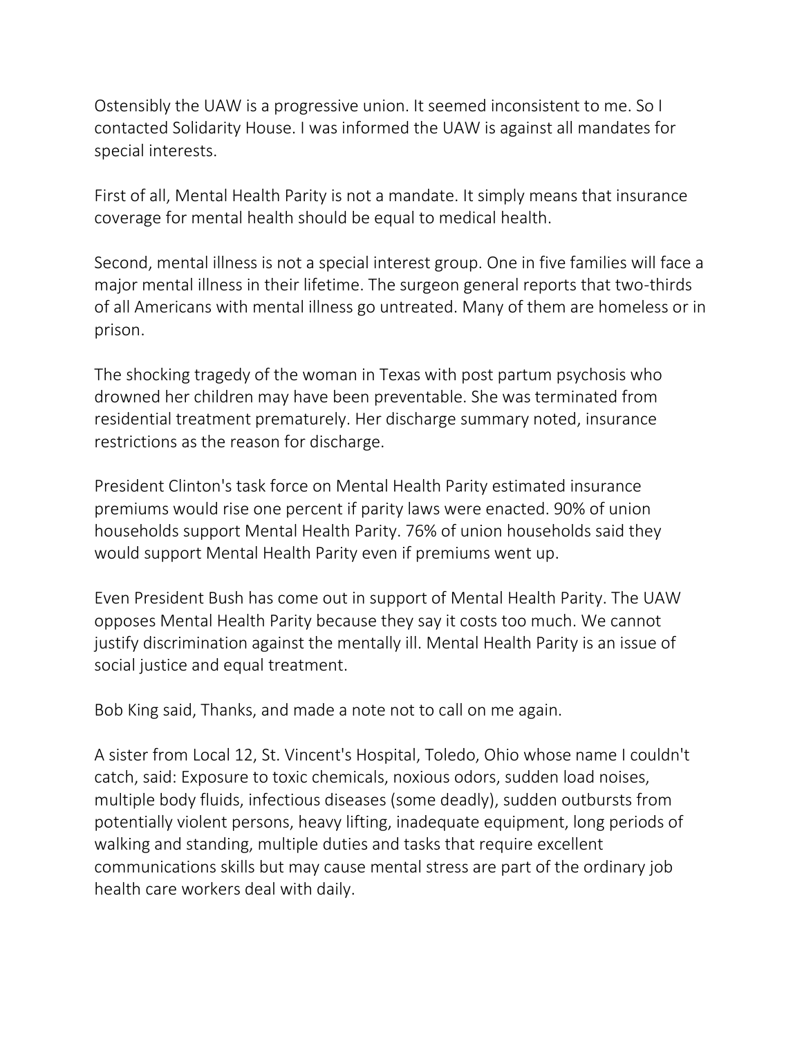Ostensibly the UAW is a progressive union. It seemed inconsistent to me. So I contacted Solidarity House. I was informed the UAW is against all mandates for special interests.

First of all, Mental Health Parity is not a mandate. It simply means that insurance coverage for mental health should be equal to medical health.

Second, mental illness is not a special interest group. One in five families will face a major mental illness in their lifetime. The surgeon general reports that two-thirds of all Americans with mental illness go untreated. Many of them are homeless or in prison.

The shocking tragedy of the woman in Texas with post partum psychosis who drowned her children may have been preventable. She was terminated from residential treatment prematurely. Her discharge summary noted, insurance restrictions as the reason for discharge.

President Clinton's task force on Mental Health Parity estimated insurance premiums would rise one percent if parity laws were enacted. 90% of union households support Mental Health Parity. 76% of union households said they would support Mental Health Parity even if premiums went up.

Even President Bush has come out in support of Mental Health Parity. The UAW opposes Mental Health Parity because they say it costs too much. We cannot justify discrimination against the mentally ill. Mental Health Parity is an issue of social justice and equal treatment.

Bob King said, Thanks, and made a note not to call on me again.

A sister from Local 12, St. Vincent's Hospital, Toledo, Ohio whose name I couldn't catch, said: Exposure to toxic chemicals, noxious odors, sudden load noises, multiple body fluids, infectious diseases (some deadly), sudden outbursts from potentially violent persons, heavy lifting, inadequate equipment, long periods of walking and standing, multiple duties and tasks that require excellent communications skills but may cause mental stress are part of the ordinary job health care workers deal with daily.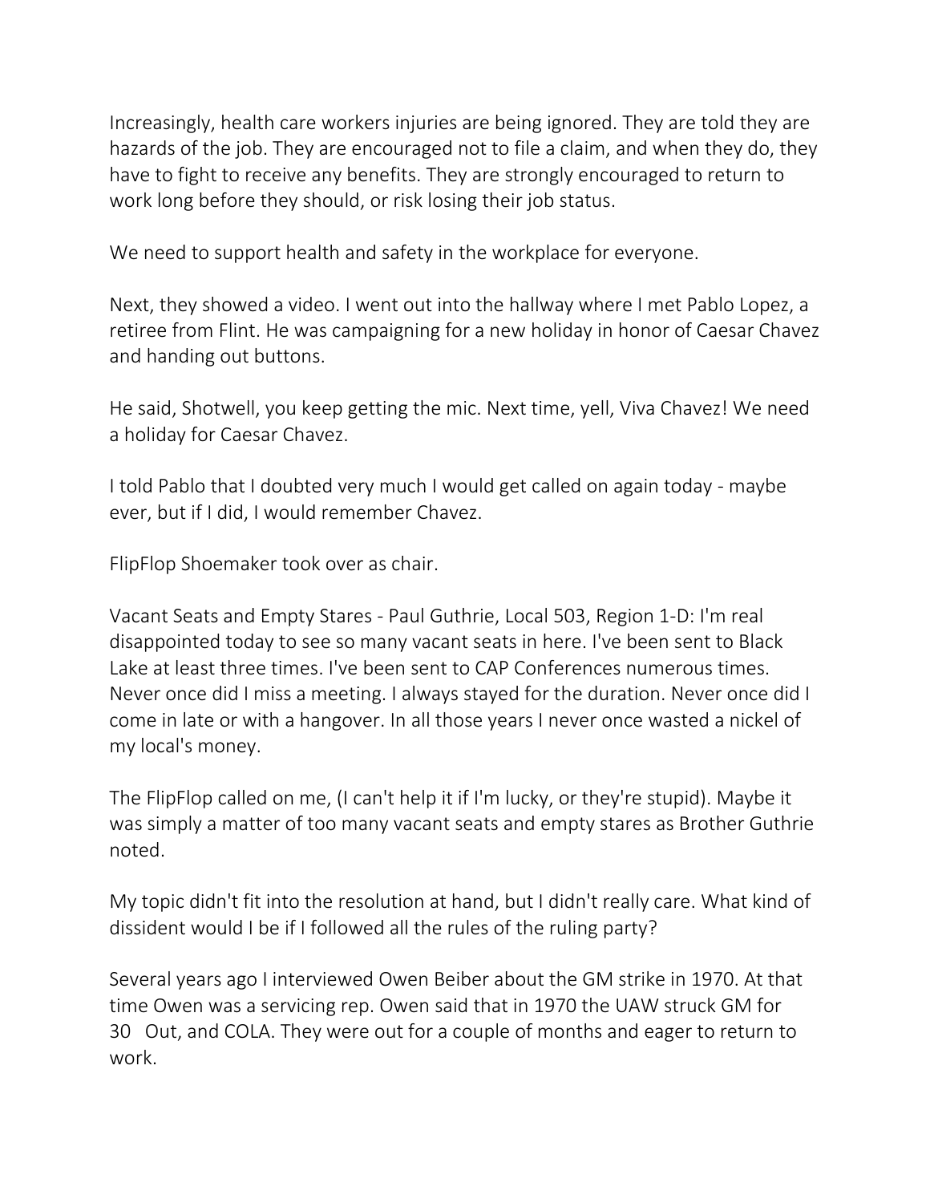Increasingly, health care workers injuries are being ignored. They are told they are hazards of the job. They are encouraged not to file a claim, and when they do, they have to fight to receive any benefits. They are strongly encouraged to return to work long before they should, or risk losing their job status.

We need to support health and safety in the workplace for everyone.

Next, they showed a video. I went out into the hallway where I met Pablo Lopez, a retiree from Flint. He was campaigning for a new holiday in honor of Caesar Chavez and handing out buttons.

He said, Shotwell, you keep getting the mic. Next time, yell, Viva Chavez! We need a holiday for Caesar Chavez.

I told Pablo that I doubted very much I would get called on again today - maybe ever, but if I did, I would remember Chavez.

FlipFlop Shoemaker took over as chair.

Vacant Seats and Empty Stares - Paul Guthrie, Local 503, Region 1-D: I'm real disappointed today to see so many vacant seats in here. I've been sent to Black Lake at least three times. I've been sent to CAP Conferences numerous times. Never once did I miss a meeting. I always stayed for the duration. Never once did I come in late or with a hangover. In all those years I never once wasted a nickel of my local's money.

The FlipFlop called on me, (I can't help it if I'm lucky, or they're stupid). Maybe it was simply a matter of too many vacant seats and empty stares as Brother Guthrie noted.

My topic didn't fit into the resolution at hand, but I didn't really care. What kind of dissident would I be if I followed all the rules of the ruling party?

Several years ago I interviewed Owen Beiber about the GM strike in 1970. At that time Owen was a servicing rep. Owen said that in 1970 the UAW struck GM for 30 Out, and COLA. They were out for a couple of months and eager to return to work.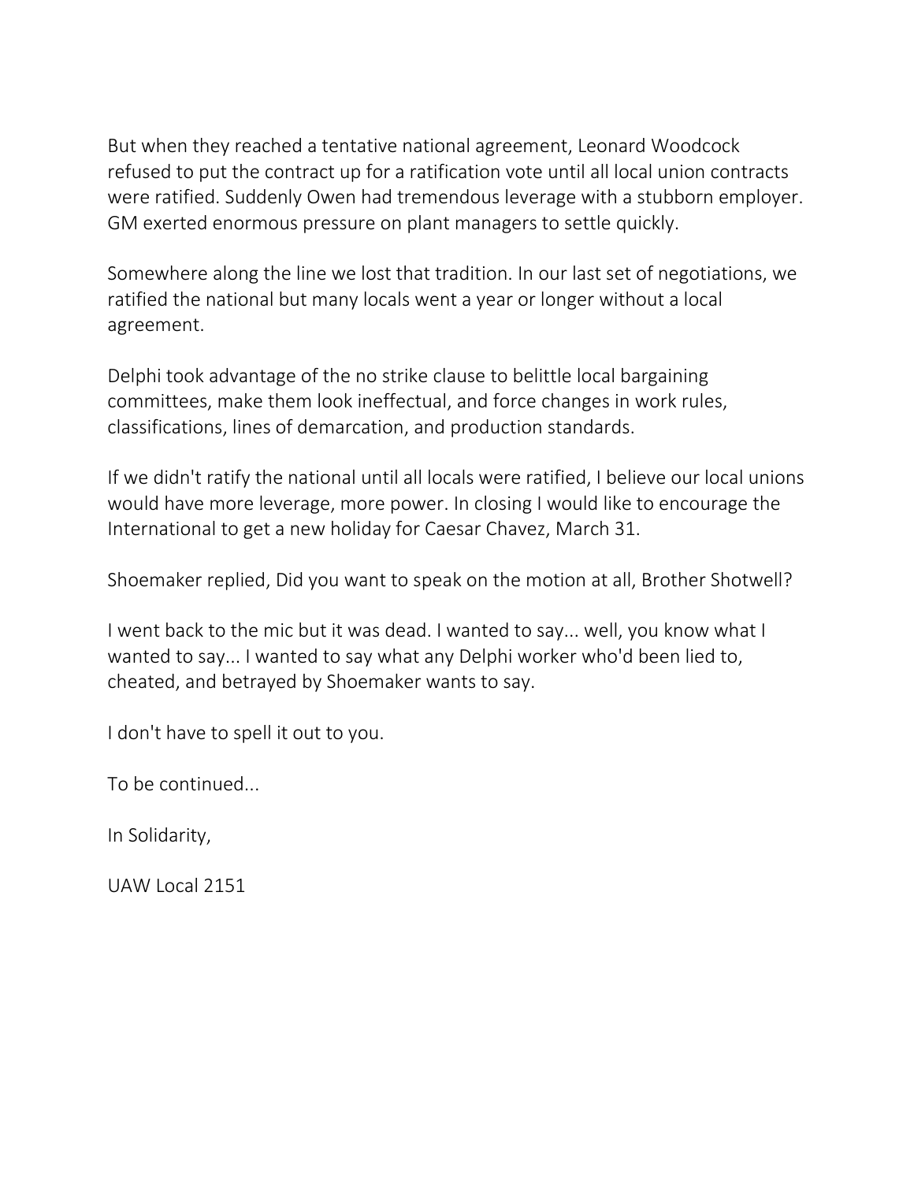But when they reached a tentative national agreement, Leonard Woodcock refused to put the contract up for a ratification vote until all local union contracts were ratified. Suddenly Owen had tremendous leverage with a stubborn employer. GM exerted enormous pressure on plant managers to settle quickly.

Somewhere along the line we lost that tradition. In our last set of negotiations, we ratified the national but many locals went a year or longer without a local agreement.

Delphi took advantage of the no strike clause to belittle local bargaining committees, make them look ineffectual, and force changes in work rules, classifications, lines of demarcation, and production standards.

If we didn't ratify the national until all locals were ratified, I believe our local unions would have more leverage, more power. In closing I would like to encourage the International to get a new holiday for Caesar Chavez, March 31.

Shoemaker replied, Did you want to speak on the motion at all, Brother Shotwell?

I went back to the mic but it was dead. I wanted to say... well, you know what I wanted to say... I wanted to say what any Delphi worker who'd been lied to, cheated, and betrayed by Shoemaker wants to say.

I don't have to spell it out to you.

To be continued...

In Solidarity,

UAW Local 2151